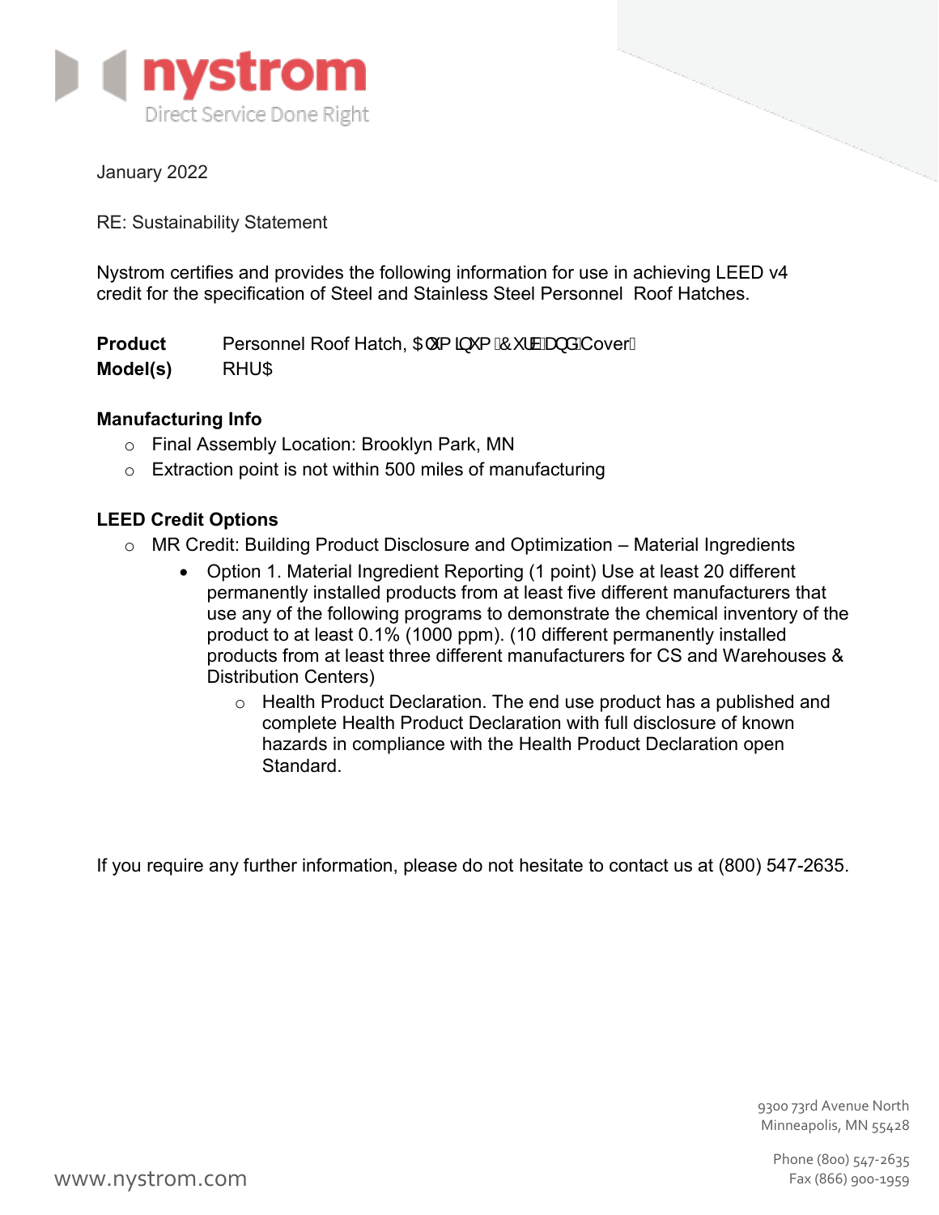January 2022

RE: Sustainability Statement

Nystrom certifies and provides the following information for use in achieving LEED v4 credit for the specification of Steel and Stainless Steel Personnel Roof Hatches.

**Product** Personnel Roof Hatch, $OXPLQXP&XUEDQG Cover

**Model(s)** RHU$

### Manufacturing Info

- Final Assembly Location: Brooklyn Park, MN
- Extraction point is not within 500 miles of manufacturing

### LEED Credit Options

- MR Credit: Building Product Disclosure and Optimization – Material Ingredients
  - Option 1. Material Ingredient Reporting (1 point) Use at least 20 different permanently installed products from at least five different manufacturers that use any of the following programs to demonstrate the chemical inventory of the product to at least 0.1% (1000 ppm). (10 different permanently installed products from at least three different manufacturers for CS and Warehouses & Distribution Centers)
    - Health Product Declaration. The end use product has a published and complete Health Product Declaration with full disclosure of known hazards in compliance with the Health Product Declaration open Standard.

If you require any further information, please do not hesitate to contact us at (800) 547-2635.

9300 73rd Avenue North
Minneapolis, MN 55428

Phone (800) 547-2635
Fax (866) 900-1959

www.nystrom.com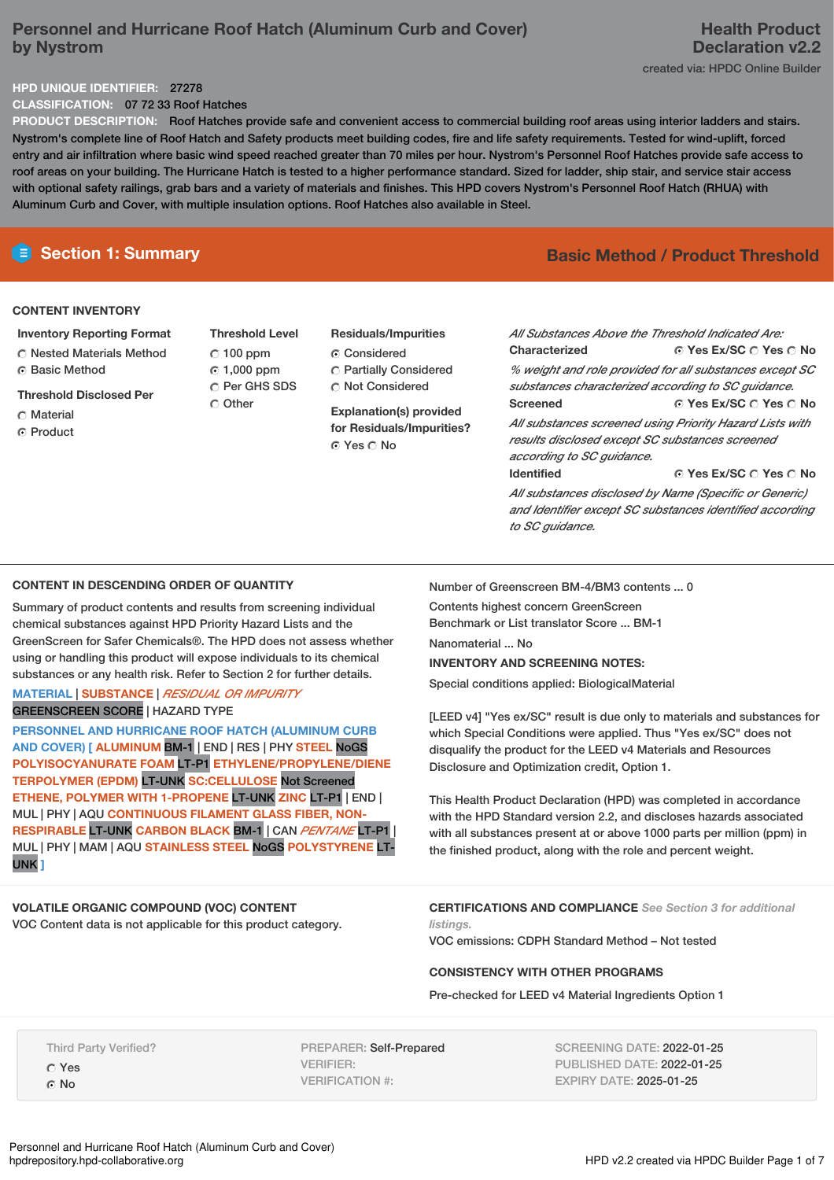# Personnel and Hurricane Roof Hatch (Aluminum Curb and Cover) by Nystrom

**Health Product Declaration v2.2**

created via: HPDC Online Builder

**HPD UNIQUE IDENTIFIER:** 27278

**CLASSIFICATION:** 07 72 33 Roof Hatches

**PRODUCT DESCRIPTION:** Roof Hatches provide safe and convenient access to commercial building roof areas using interior ladders and stairs. Nystrom's complete line of Roof Hatch and Safety products meet building codes, fire and life safety requirements. Tested for wind-uplift, forced entry and air infiltration where basic wind speed reached greater than 70 miles per hour. Nystrom's Personnel Roof Hatches provide safe access to roof areas on your building. The Hurricane Hatch is tested to a higher performance standard. Sized for ladder, ship stair, and service stair access with optional safety railings, grab bars and a variety of materials and finishes. This HPD covers Nystrom's Personnel Roof Hatch (RHUA) with Aluminum Curb and Cover, with multiple insulation options. Roof Hatches also available in Steel.

## Section 1: Summary

**Basic Method / Product Threshold**

### CONTENT INVENTORY

**Inventory Reporting Format**
- ○ Nested Materials Method
- ● Basic Method

**Threshold Disclosed Per**
- ○ Material
- ● Product

**Threshold Level**
- ○ 100 ppm
- ● 1,000 ppm
- ○ Per GHS SDS
- ○ Other

**Residuals/Impurities**
- ● Considered
- ○ Partially Considered
- ○ Not Considered

**Explanation(s) provided for Residuals/Impurities?**
● Yes ○ No

*All Substances Above the Threshold Indicated Are:*

**Characterized** ● Yes Ex/SC ○ Yes ○ No
*% weight and role provided for all substances except SC substances characterized according to SC guidance.*

**Screened** ● Yes Ex/SC ○ Yes ○ No
*All substances screened using Priority Hazard Lists with results disclosed except SC substances screened according to SC guidance.*

**Identified** ● Yes Ex/SC ○ Yes ○ No
*All substances disclosed by Name (Specific or Generic) and Identifier except SC substances identified according to SC guidance.*

### CONTENT IN DESCENDING ORDER OF QUANTITY

Summary of product contents and results from screening individual chemical substances against HPD Priority Hazard Lists and the GreenScreen for Safer Chemicals®. The HPD does not assess whether using or handling this product will expose individuals to its chemical substances or any health risk. Refer to Section 2 for further details.

MATERIAL | SUBSTANCE | *RESIDUAL OR IMPURITY*
GREENSCREEN SCORE | HAZARD TYPE

**PERSONNEL AND HURRICANE ROOF HATCH (ALUMINUM CURB AND COVER) [** ALUMINUM BM-1 | END | RES | PHY STEEL NoGS POLYISOCYANURATE FOAM LT-P1 ETHYLENE/PROPYLENE/DIENE TERPOLYMER (EPDM) LT-UNK SC:CELLULOSE Not Screened ETHENE, POLYMER WITH 1-PROPENE LT-UNK ZINC LT-P1 | END | MUL | PHY | AQU CONTINUOUS FILAMENT GLASS FIBER, NON-RESPIRABLE LT-UNK CARBON BLACK BM-1 | CAN *PENTANE* LT-P1 | MUL | PHY | MAM | AQU STAINLESS STEEL NoGS POLYSTYRENE LT-UNK **]**

Number of Greenscreen BM-4/BM3 contents ... 0

Contents highest concern GreenScreen Benchmark or List translator Score ... BM-1

Nanomaterial ... No

**INVENTORY AND SCREENING NOTES:**

Special conditions applied: BiologicalMaterial

[LEED v4] "Yes ex/SC" result is due only to materials and substances for which Special Conditions were applied. Thus "Yes ex/SC" does not disqualify the product for the LEED v4 Materials and Resources Disclosure and Optimization credit, Option 1.

This Health Product Declaration (HPD) was completed in accordance with the HPD Standard version 2.2, and discloses hazards associated with all substances present at or above 1000 parts per million (ppm) in the finished product, along with the role and percent weight.

### VOLATILE ORGANIC COMPOUND (VOC) CONTENT

VOC Content data is not applicable for this product category.

### CERTIFICATIONS AND COMPLIANCE *See Section 3 for additional listings.*

VOC emissions: CDPH Standard Method – Not tested

### CONSISTENCY WITH OTHER PROGRAMS

Pre-checked for LEED v4 Material Ingredients Option 1

Third Party Verified?
- ○ Yes
- ● No

PREPARER: Self-Prepared
VERIFIER:
VERIFICATION #:

SCREENING DATE: 2022-01-25
PUBLISHED DATE: 2022-01-25
EXPIRY DATE: 2025-01-25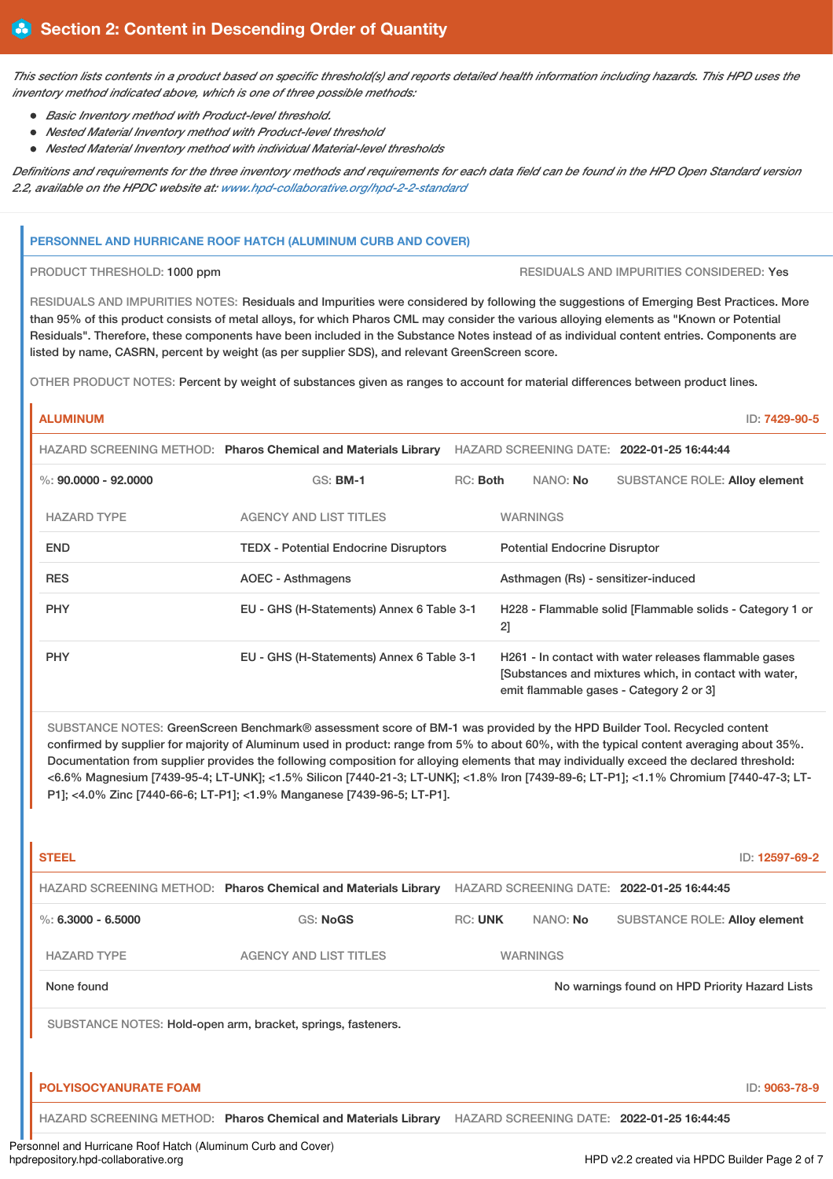## Section 2: Content in Descending Order of Quantity

*This section lists contents in a product based on specific threshold(s) and reports detailed health information including hazards. This HPD uses the inventory method indicated above, which is one of three possible methods:*

- *Basic Inventory method with Product-level threshold.*
- *Nested Material Inventory method with Product-level threshold*
- *Nested Material Inventory method with individual Material-level thresholds*

*Definitions and requirements for the three inventory methods and requirements for each data field can be found in the HPD Open Standard version 2.2, available on the HPDC website at: www.hpd-collaborative.org/hpd-2-2-standard*

### PERSONNEL AND HURRICANE ROOF HATCH (ALUMINUM CURB AND COVER)

PRODUCT THRESHOLD: 1000 ppm

RESIDUALS AND IMPURITIES CONSIDERED: Yes

RESIDUALS AND IMPURITIES NOTES: Residuals and Impurities were considered by following the suggestions of Emerging Best Practices. More than 95% of this product consists of metal alloys, for which Pharos CML may consider the various alloying elements as "Known or Potential Residuals". Therefore, these components have been included in the Substance Notes instead of as individual content entries. Components are listed by name, CASRN, percent by weight (as per supplier SDS), and relevant GreenScreen score.

OTHER PRODUCT NOTES: Percent by weight of substances given as ranges to account for material differences between product lines.

#### ALUMINUM

ID: 7429-90-5

HAZARD SCREENING METHOD: Pharos Chemical and Materials Library | HAZARD SCREENING DATE: 2022-01-25 16:44:44

%: 90.0000 - 92.0000 | GS: BM-1 | RC: Both | NANO: No | SUBSTANCE ROLE: Alloy element

| HAZARD TYPE | AGENCY AND LIST TITLES | WARNINGS |
|---|---|---|
| END | TEDX - Potential Endocrine Disruptors | Potential Endocrine Disruptor |
| RES | AOEC - Asthmagens | Asthmagen (Rs) - sensitizer-induced |
| PHY | EU - GHS (H-Statements) Annex 6 Table 3-1 | H228 - Flammable solid [Flammable solids - Category 1 or 2] |
| PHY | EU - GHS (H-Statements) Annex 6 Table 3-1 | H261 - In contact with water releases flammable gases [Substances and mixtures which, in contact with water, emit flammable gases - Category 2 or 3] |

SUBSTANCE NOTES: GreenScreen Benchmark® assessment score of BM-1 was provided by the HPD Builder Tool. Recycled content confirmed by supplier for majority of Aluminum used in product: range from 5% to about 60%, with the typical content averaging about 35%. Documentation from supplier provides the following composition for alloying elements that may individually exceed the declared threshold: <6.6% Magnesium [7439-95-4; LT-UNK]; <1.5% Silicon [7440-21-3; LT-UNK]; <1.8% Iron [7439-89-6; LT-P1]; <1.1% Chromium [7440-47-3; LT-P1]; <4.0% Zinc [7440-66-6; LT-P1]; <1.9% Manganese [7439-96-5; LT-P1].

#### STEEL

ID: 12597-69-2

HAZARD SCREENING METHOD: Pharos Chemical and Materials Library | HAZARD SCREENING DATE: 2022-01-25 16:44:45

%: 6.3000 - 6.5000 | GS: NoGS | RC: UNK | NANO: No | SUBSTANCE ROLE: Alloy element

| HAZARD TYPE | AGENCY AND LIST TITLES | WARNINGS |
|---|---|---|
| None found | | No warnings found on HPD Priority Hazard Lists |

SUBSTANCE NOTES: Hold-open arm, bracket, springs, fasteners.

#### POLYISOCYANURATE FOAM

ID: 9063-78-9

HAZARD SCREENING METHOD: Pharos Chemical and Materials Library | HAZARD SCREENING DATE: 2022-01-25 16:44:45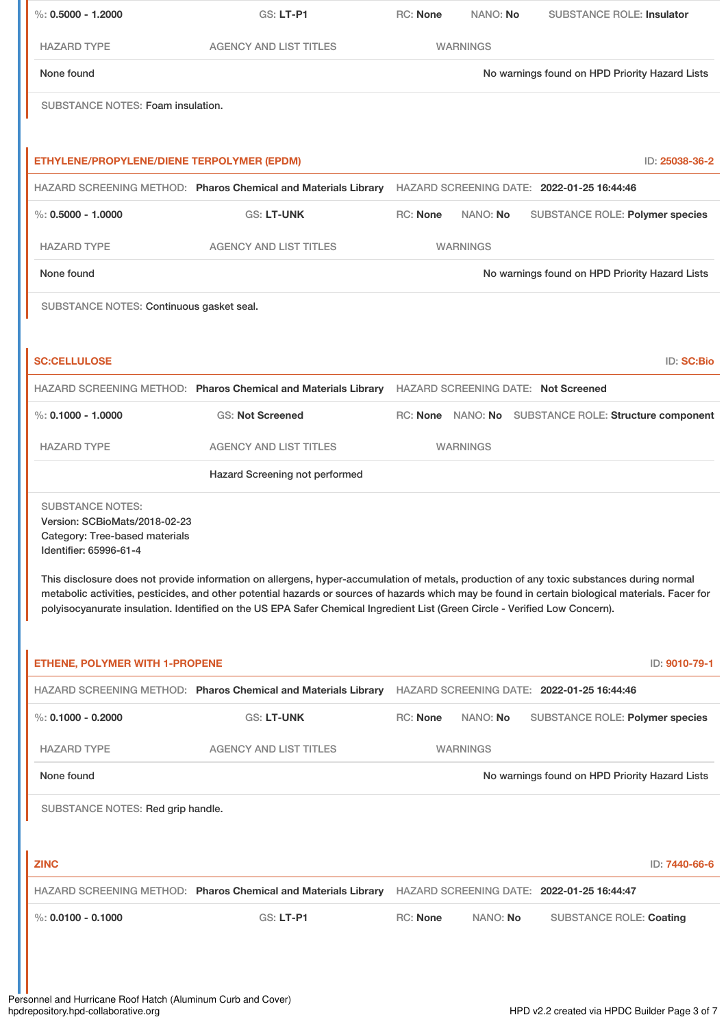%: **0.5000 - 1.2000** GS: **LT-P1** RC: **None** NANO: **No** SUBSTANCE ROLE: **Insulator**

| HAZARD TYPE | AGENCY AND LIST TITLES | WARNINGS |
|---|---|---|
| None found | | No warnings found on HPD Priority Hazard Lists |

SUBSTANCE NOTES: Foam insulation.

## ETHYLENE/PROPYLENE/DIENE TERPOLYMER (EPDM)

ID: **25038-36-2**

HAZARD SCREENING METHOD: **Pharos Chemical and Materials Library** HAZARD SCREENING DATE: **2022-01-25 16:44:46**

%: **0.5000 - 1.0000** GS: **LT-UNK** RC: **None** NANO: **No** SUBSTANCE ROLE: **Polymer species**

| HAZARD TYPE | AGENCY AND LIST TITLES | WARNINGS |
|---|---|---|
| None found | | No warnings found on HPD Priority Hazard Lists |

SUBSTANCE NOTES: Continuous gasket seal.

## SC:CELLULOSE

ID: **SC:Bio**

HAZARD SCREENING METHOD: **Pharos Chemical and Materials Library** HAZARD SCREENING DATE: **Not Screened**

%: **0.1000 - 1.0000** GS: **Not Screened** RC: **None** NANO: **No** SUBSTANCE ROLE: **Structure component**

| HAZARD TYPE | AGENCY AND LIST TITLES | WARNINGS |
|---|---|---|
| | Hazard Screening not performed | |

SUBSTANCE NOTES:
Version: SCBioMats/2018-02-23
Category: Tree-based materials
Identifier: 65996-61-4

This disclosure does not provide information on allergens, hyper-accumulation of metals, production of any toxic substances during normal metabolic activities, pesticides, and other potential hazards or sources of hazards which may be found in certain biological materials. Facer for polyisocyanurate insulation. Identified on the US EPA Safer Chemical Ingredient List (Green Circle - Verified Low Concern).

## ETHENE, POLYMER WITH 1-PROPENE

ID: **9010-79-1**

HAZARD SCREENING METHOD: **Pharos Chemical and Materials Library** HAZARD SCREENING DATE: **2022-01-25 16:44:46**

%: **0.1000 - 0.2000** GS: **LT-UNK** RC: **None** NANO: **No** SUBSTANCE ROLE: **Polymer species**

| HAZARD TYPE | AGENCY AND LIST TITLES | WARNINGS |
|---|---|---|
| None found | | No warnings found on HPD Priority Hazard Lists |

SUBSTANCE NOTES: Red grip handle.

## ZINC

ID: **7440-66-6**

HAZARD SCREENING METHOD: **Pharos Chemical and Materials Library** HAZARD SCREENING DATE: **2022-01-25 16:44:47**

%: **0.0100 - 0.1000** GS: **LT-P1** RC: **None** NANO: **No** SUBSTANCE ROLE: **Coating**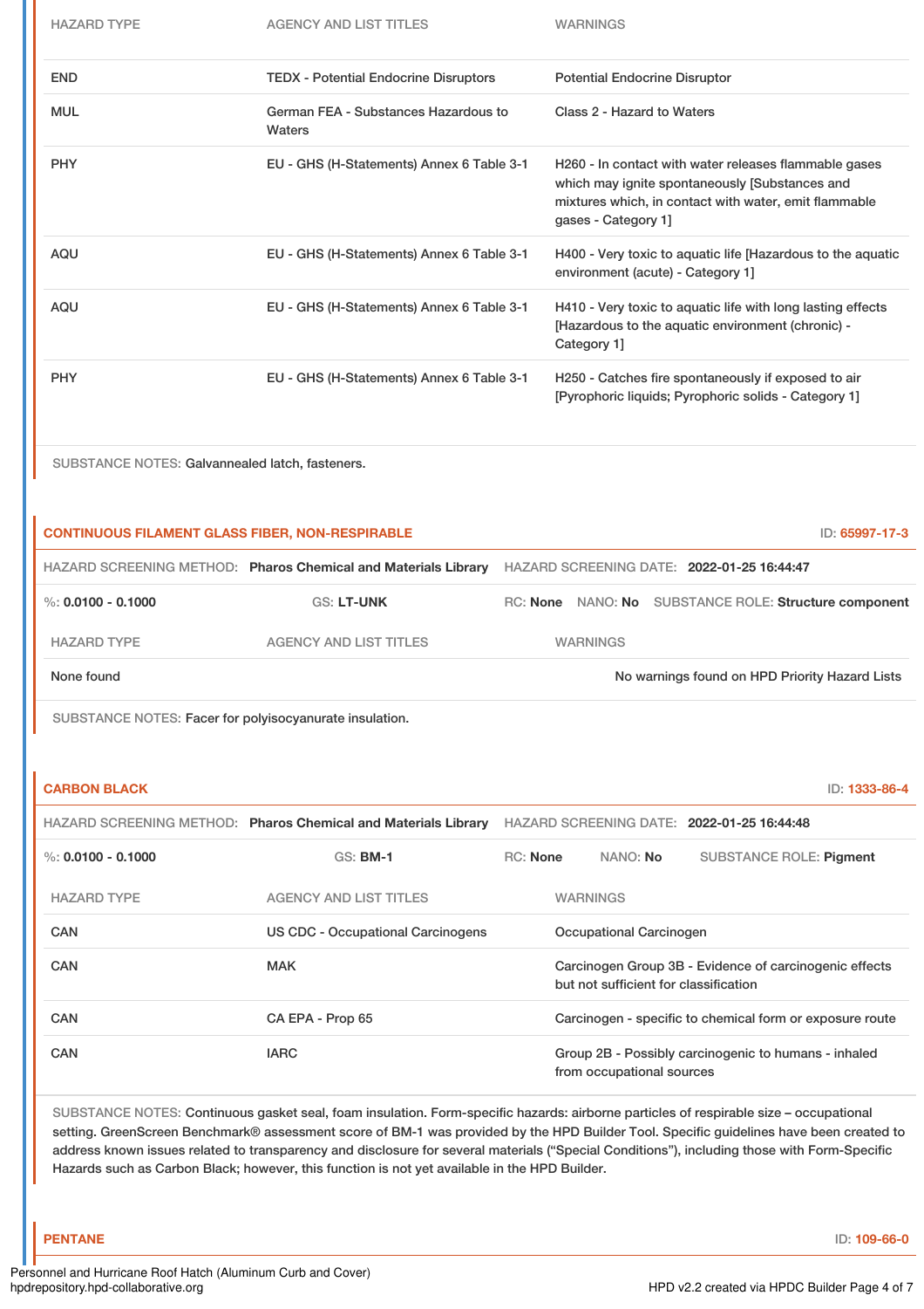| HAZARD TYPE | AGENCY AND LIST TITLES | WARNINGS |
| --- | --- | --- |
| END | TEDX - Potential Endocrine Disruptors | Potential Endocrine Disruptor |
| MUL | German FEA - Substances Hazardous to Waters | Class 2 - Hazard to Waters |
| PHY | EU - GHS (H-Statements) Annex 6 Table 3-1 | H260 - In contact with water releases flammable gases which may ignite spontaneously [Substances and mixtures which, in contact with water, emit flammable gases - Category 1] |
| AQU | EU - GHS (H-Statements) Annex 6 Table 3-1 | H400 - Very toxic to aquatic life [Hazardous to the aquatic environment (acute) - Category 1] |
| AQU | EU - GHS (H-Statements) Annex 6 Table 3-1 | H410 - Very toxic to aquatic life with long lasting effects [Hazardous to the aquatic environment (chronic) - Category 1] |
| PHY | EU - GHS (H-Statements) Annex 6 Table 3-1 | H250 - Catches fire spontaneously if exposed to air [Pyrophoric liquids; Pyrophoric solids - Category 1] |

SUBSTANCE NOTES: Galvannealed latch, fasteners.

## CONTINUOUS FILAMENT GLASS FIBER, NON-RESPIRABLE

ID: 65997-17-3

HAZARD SCREENING METHOD: **Pharos Chemical and Materials Library** HAZARD SCREENING DATE: **2022-01-25 16:44:47**

%: **0.0100 - 0.1000** GS: **LT-UNK** RC: **None** NANO: **No** SUBSTANCE ROLE: **Structure component**

| HAZARD TYPE | AGENCY AND LIST TITLES | WARNINGS |
| --- | --- | --- |
| None found | | No warnings found on HPD Priority Hazard Lists |

SUBSTANCE NOTES: Facer for polyisocyanurate insulation.

## CARBON BLACK

ID: 1333-86-4

HAZARD SCREENING METHOD: **Pharos Chemical and Materials Library** HAZARD SCREENING DATE: **2022-01-25 16:44:48**

%: **0.0100 - 0.1000** GS: **BM-1** RC: **None** NANO: **No** SUBSTANCE ROLE: **Pigment**

| HAZARD TYPE | AGENCY AND LIST TITLES | WARNINGS |
| --- | --- | --- |
| CAN | US CDC - Occupational Carcinogens | Occupational Carcinogen |
| CAN | MAK | Carcinogen Group 3B - Evidence of carcinogenic effects but not sufficient for classification |
| CAN | CA EPA - Prop 65 | Carcinogen - specific to chemical form or exposure route |
| CAN | IARC | Group 2B - Possibly carcinogenic to humans - inhaled from occupational sources |

SUBSTANCE NOTES: Continuous gasket seal, foam insulation. Form-specific hazards: airborne particles of respirable size – occupational setting. GreenScreen Benchmark® assessment score of BM-1 was provided by the HPD Builder Tool. Specific guidelines have been created to address known issues related to transparency and disclosure for several materials ("Special Conditions"), including those with Form-Specific Hazards such as Carbon Black; however, this function is not yet available in the HPD Builder.

## PENTANE

ID: 109-66-0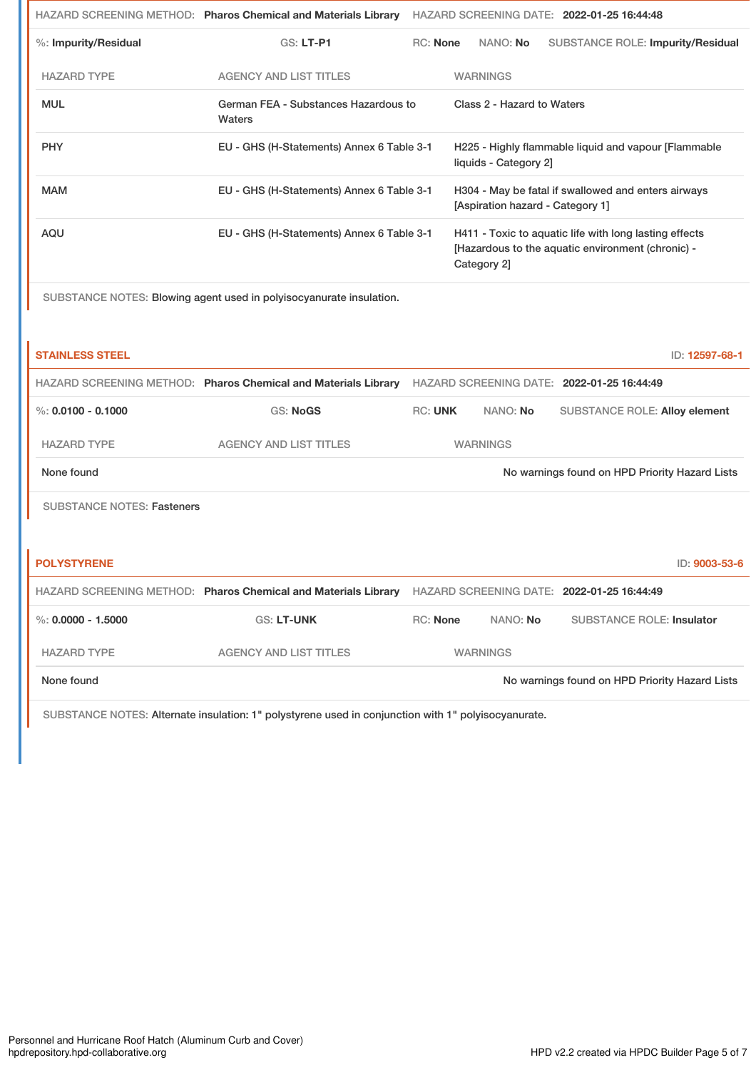HAZARD SCREENING METHOD: **Pharos Chemical and Materials Library** HAZARD SCREENING DATE: **2022-01-25 16:44:48**

%: **Impurity/Residual** GS: **LT-P1** RC: **None** NANO: **No** SUBSTANCE ROLE: **Impurity/Residual**

| HAZARD TYPE | AGENCY AND LIST TITLES | WARNINGS |
|---|---|---|
| MUL | German FEA - Substances Hazardous to Waters | Class 2 - Hazard to Waters |
| PHY | EU - GHS (H-Statements) Annex 6 Table 3-1 | H225 - Highly flammable liquid and vapour [Flammable liquids - Category 2] |
| MAM | EU - GHS (H-Statements) Annex 6 Table 3-1 | H304 - May be fatal if swallowed and enters airways [Aspiration hazard - Category 1] |
| AQU | EU - GHS (H-Statements) Annex 6 Table 3-1 | H411 - Toxic to aquatic life with long lasting effects [Hazardous to the aquatic environment (chronic) - Category 2] |

SUBSTANCE NOTES: Blowing agent used in polyisocyanurate insulation.

## STAINLESS STEEL

ID: 12597-68-1

HAZARD SCREENING METHOD: **Pharos Chemical and Materials Library** HAZARD SCREENING DATE: **2022-01-25 16:44:49**

%: **0.0100 - 0.1000** GS: **NoGS** RC: **UNK** NANO: **No** SUBSTANCE ROLE: **Alloy element**

| HAZARD TYPE | AGENCY AND LIST TITLES | WARNINGS |
|---|---|---|
| None found | | No warnings found on HPD Priority Hazard Lists |

SUBSTANCE NOTES: Fasteners

## POLYSTYRENE

ID: 9003-53-6

HAZARD SCREENING METHOD: **Pharos Chemical and Materials Library** HAZARD SCREENING DATE: **2022-01-25 16:44:49**

%: **0.0000 - 1.5000** GS: **LT-UNK** RC: **None** NANO: **No** SUBSTANCE ROLE: **Insulator**

| HAZARD TYPE | AGENCY AND LIST TITLES | WARNINGS |
|---|---|---|
| None found | | No warnings found on HPD Priority Hazard Lists |

SUBSTANCE NOTES: Alternate insulation: 1" polystyrene used in conjunction with 1" polyisocyanurate.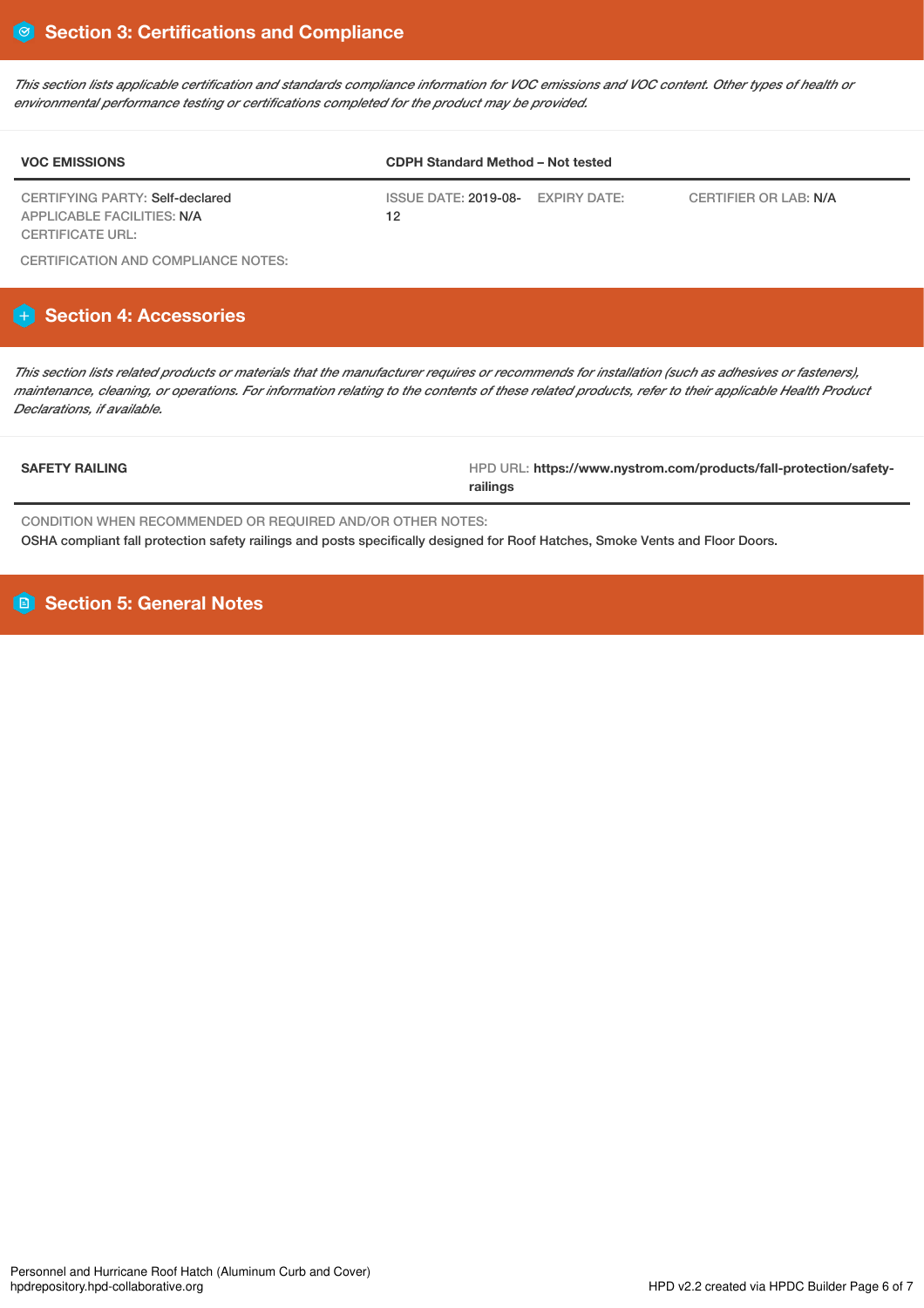## Section 3: Certifications and Compliance

*This section lists applicable certification and standards compliance information for VOC emissions and VOC content. Other types of health or environmental performance testing or certifications completed for the product may be provided.*

| VOC EMISSIONS | CDPH Standard Method – Not tested | | |
|---|---|---|---|
| CERTIFYING PARTY: Self-declared<br>APPLICABLE FACILITIES: N/A<br>CERTIFICATE URL: | ISSUE DATE: 2019-08-12 | EXPIRY DATE: | CERTIFIER OR LAB: N/A |

CERTIFICATION AND COMPLIANCE NOTES:

## Section 4: Accessories

*This section lists related products or materials that the manufacturer requires or recommends for installation (such as adhesives or fasteners), maintenance, cleaning, or operations. For information relating to the contents of these related products, refer to their applicable Health Product Declarations, if available.*

| SAFETY RAILING | HPD URL: https://www.nystrom.com/products/fall-protection/safety-railings |
|---|---|

CONDITION WHEN RECOMMENDED OR REQUIRED AND/OR OTHER NOTES:
OSHA compliant fall protection safety railings and posts specifically designed for Roof Hatches, Smoke Vents and Floor Doors.

## Section 5: General Notes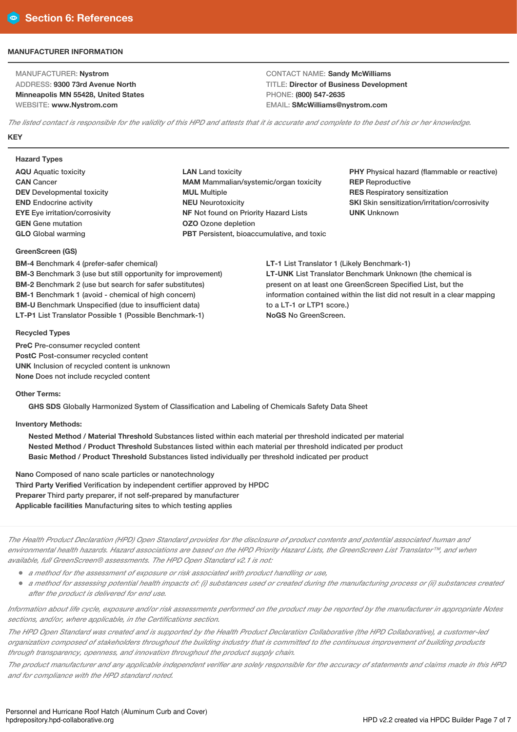## Section 6: References

### MANUFACTURER INFORMATION

MANUFACTURER: **Nystrom**
ADDRESS: **9300 73rd Avenue North**
**Minneapolis MN 55428, United States**
WEBSITE: **www.Nystrom.com**

CONTACT NAME: **Sandy McWilliams**
TITLE: **Director of Business Development**
PHONE: **(800) 547-2635**
EMAIL: **SMcWilliams@nystrom.com**

*The listed contact is responsible for the validity of this HPD and attests that it is accurate and complete to the best of his or her knowledge.*

### KEY

**Hazard Types**

**AQU** Aquatic toxicity
**CAN** Cancer
**DEV** Developmental toxicity
**END** Endocrine activity
**EYE** Eye irritation/corrosivity
**GEN** Gene mutation
**GLO** Global warming
**LAN** Land toxicity
**MAM** Mammalian/systemic/organ toxicity
**MUL** Multiple
**NEU** Neurotoxicity
**NF** Not found on Priority Hazard Lists
**OZO** Ozone depletion
**PBT** Persistent, bioaccumulative, and toxic
**PHY** Physical hazard (flammable or reactive)
**REP** Reproductive
**RES** Respiratory sensitization
**SKI** Skin sensitization/irritation/corrosivity
**UNK** Unknown

**GreenScreen (GS)**

**BM-4** Benchmark 4 (prefer-safer chemical)
**BM-3** Benchmark 3 (use but still opportunity for improvement)
**BM-2** Benchmark 2 (use but search for safer substitutes)
**BM-1** Benchmark 1 (avoid - chemical of high concern)
**BM-U** Benchmark Unspecified (due to insufficient data)
**LT-P1** List Translator Possible 1 (Possible Benchmark-1)
**LT-1** List Translator 1 (Likely Benchmark-1)
**LT-UNK** List Translator Benchmark Unknown (the chemical is present on at least one GreenScreen Specified List, but the information contained within the list did not result in a clear mapping to a LT-1 or LTP1 score.)
**NoGS** No GreenScreen.

**Recycled Types**

**PreC** Pre-consumer recycled content
**PostC** Post-consumer recycled content
**UNK** Inclusion of recycled content is unknown
**None** Does not include recycled content

**Other Terms:**

**GHS SDS** Globally Harmonized System of Classification and Labeling of Chemicals Safety Data Sheet

**Inventory Methods:**

**Nested Method / Material Threshold** Substances listed within each material per threshold indicated per material
**Nested Method / Product Threshold** Substances listed within each material per threshold indicated per product
**Basic Method / Product Threshold** Substances listed individually per threshold indicated per product

**Nano** Composed of nano scale particles or nanotechnology
**Third Party Verified** Verification by independent certifier approved by HPDC
**Preparer** Third party preparer, if not self-prepared by manufacturer
**Applicable facilities** Manufacturing sites to which testing applies

*The Health Product Declaration (HPD) Open Standard provides for the disclosure of product contents and potential associated human and environmental health hazards. Hazard associations are based on the HPD Priority Hazard Lists, the GreenScreen List Translator™, and when available, full GreenScreen® assessments. The HPD Open Standard v2.1 is not:*

- *a method for the assessment of exposure or risk associated with product handling or use,*
- *a method for assessing potential health impacts of: (i) substances used or created during the manufacturing process or (ii) substances created after the product is delivered for end use.*

*Information about life cycle, exposure and/or risk assessments performed on the product may be reported by the manufacturer in appropriate Notes sections, and/or, where applicable, in the Certifications section.*

*The HPD Open Standard was created and is supported by the Health Product Declaration Collaborative (the HPD Collaborative), a customer-led organization composed of stakeholders throughout the building industry that is committed to the continuous improvement of building products through transparency, openness, and innovation throughout the product supply chain.*

*The product manufacturer and any applicable independent verifier are solely responsible for the accuracy of statements and claims made in this HPD and for compliance with the HPD standard noted.*